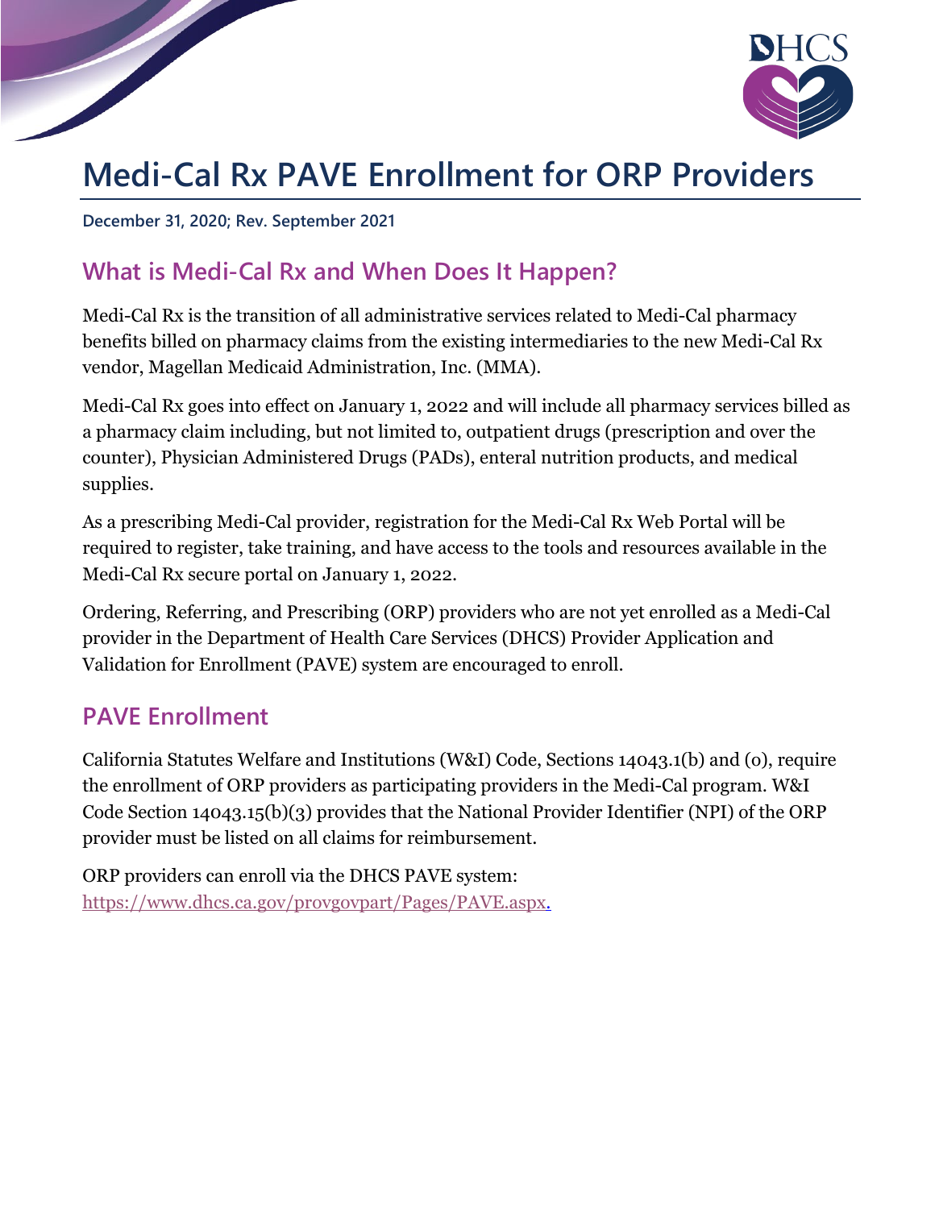# Medi-Cal Rx PAVE Enrollment for ORP Providers

**December 31, 2020; Rev. September 2021**

## What is Medi-Cal Rx and When Does It Happen?

Medi-Cal Rx is the transition of all administrative services related to Medi-Cal pharmacy benefits billed on pharmacy claims from the existing intermediaries to the new Medi-Cal Rx vendor, Magellan Medicaid Administration, Inc. (MMA).

Medi-Cal Rx goes into effect on January 1, 2022 and will include all pharmacy services billed as a pharmacy claim including, but not limited to, outpatient drugs (prescription and over the counter), Physician Administered Drugs (PADs), enteral nutrition products, and medical supplies.

As a prescribing Medi-Cal provider, registration for the Medi-Cal Rx Web Portal will be required to register, take training, and have access to the tools and resources available in the Medi-Cal Rx secure portal on January 1, 2022.

Ordering, Referring, and Prescribing (ORP) providers who are not yet enrolled as a Medi-Cal provider in the Department of Health Care Services (DHCS) Provider Application and Validation for Enrollment (PAVE) system are encouraged to enroll.

## PAVE Enrollment

California Statutes Welfare and Institutions (W&I) Code, Sections 14043.1(b) and (o), require the enrollment of ORP providers as participating providers in the Medi-Cal program. W&I Code Section 14043.15(b)(3) provides that the National Provider Identifier (NPI) of the ORP provider must be listed on all claims for reimbursement.

ORP providers can enroll via the DHCS PAVE system: https://www.dhcs.ca.gov/provgovpart/Pages/PAVE.aspx.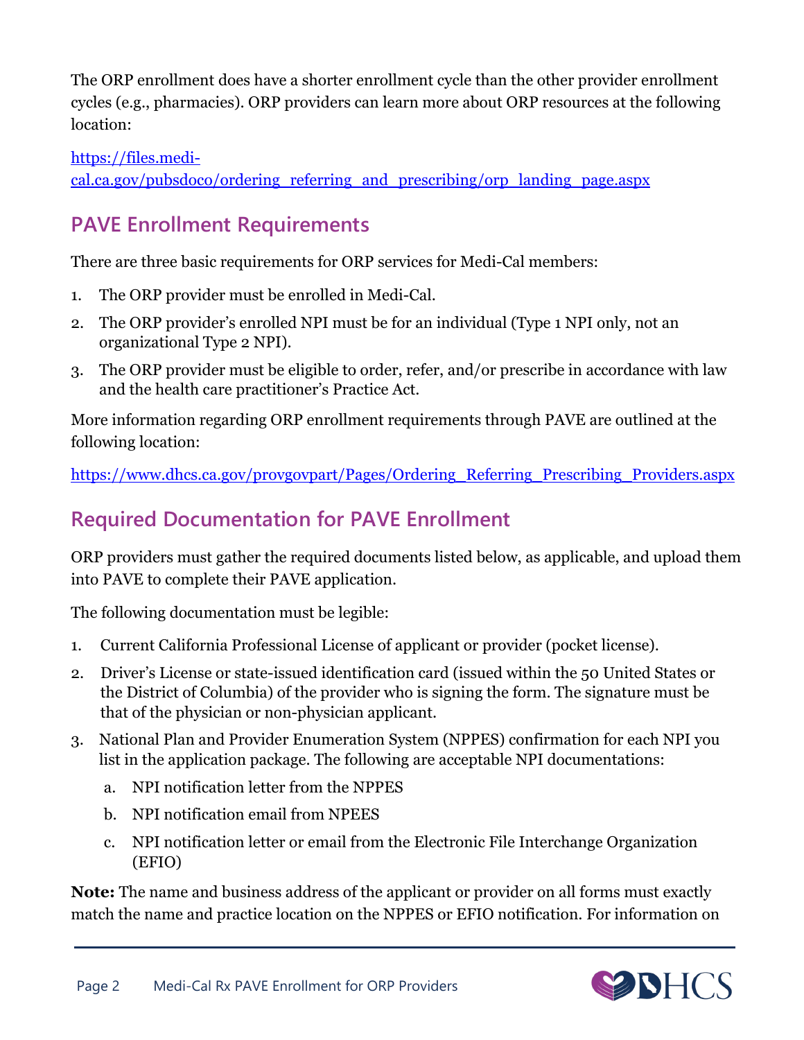The ORP enrollment does have a shorter enrollment cycle than the other provider enrollment cycles (e.g., pharmacies). ORP providers can learn more about ORP resources at the following location:

[https://files.medi-cal.ca.gov/pubsdoco/ordering_referring_and_prescribing/orp_landing_page.aspx](https://files.medi-cal.ca.gov/pubsdoco/ordering_referring_and_prescribing/orp_landing_page.aspx)

## PAVE Enrollment Requirements

There are three basic requirements for ORP services for Medi-Cal members:

1. The ORP provider must be enrolled in Medi-Cal.
2. The ORP provider's enrolled NPI must be for an individual (Type 1 NPI only, not an organizational Type 2 NPI).
3. The ORP provider must be eligible to order, refer, and/or prescribe in accordance with law and the health care practitioner's Practice Act.

More information regarding ORP enrollment requirements through PAVE are outlined at the following location:

[https://www.dhcs.ca.gov/provgovpart/Pages/Ordering_Referring_Prescribing_Providers.aspx](https://www.dhcs.ca.gov/provgovpart/Pages/Ordering_Referring_Prescribing_Providers.aspx)

## Required Documentation for PAVE Enrollment

ORP providers must gather the required documents listed below, as applicable, and upload them into PAVE to complete their PAVE application.

The following documentation must be legible:

1. Current California Professional License of applicant or provider (pocket license).
2. Driver's License or state-issued identification card (issued within the 50 United States or the District of Columbia) of the provider who is signing the form. The signature must be that of the physician or non-physician applicant.
3. National Plan and Provider Enumeration System (NPPES) confirmation for each NPI you list in the application package. The following are acceptable NPI documentations:
   a. NPI notification letter from the NPPES
   b. NPI notification email from NPEES
   c. NPI notification letter or email from the Electronic File Interchange Organization (EFIO)

**Note:** The name and business address of the applicant or provider on all forms must exactly match the name and practice location on the NPPES or EFIO notification. For information on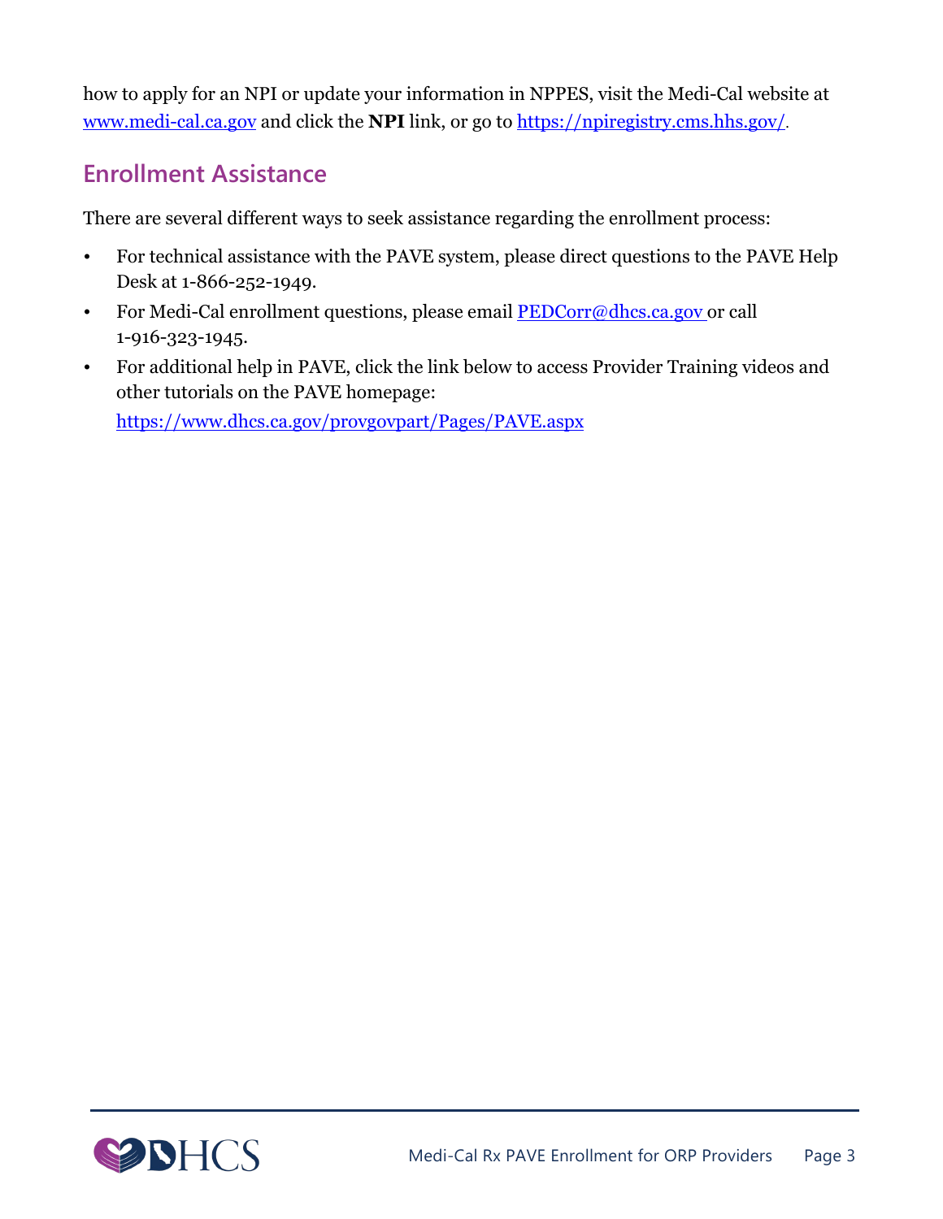how to apply for an NPI or update your information in NPPES, visit the Medi-Cal website at www.medi-cal.ca.gov and click the **NPI** link, or go to https://npiregistry.cms.hhs.gov/.

## Enrollment Assistance

There are several different ways to seek assistance regarding the enrollment process:

- For technical assistance with the PAVE system, please direct questions to the PAVE Help Desk at 1-866-252-1949.
- For Medi-Cal enrollment questions, please email PEDCorr@dhcs.ca.gov or call 1-916-323-1945.
- For additional help in PAVE, click the link below to access Provider Training videos and other tutorials on the PAVE homepage:
  https://www.dhcs.ca.gov/provgovpart/Pages/PAVE.aspx